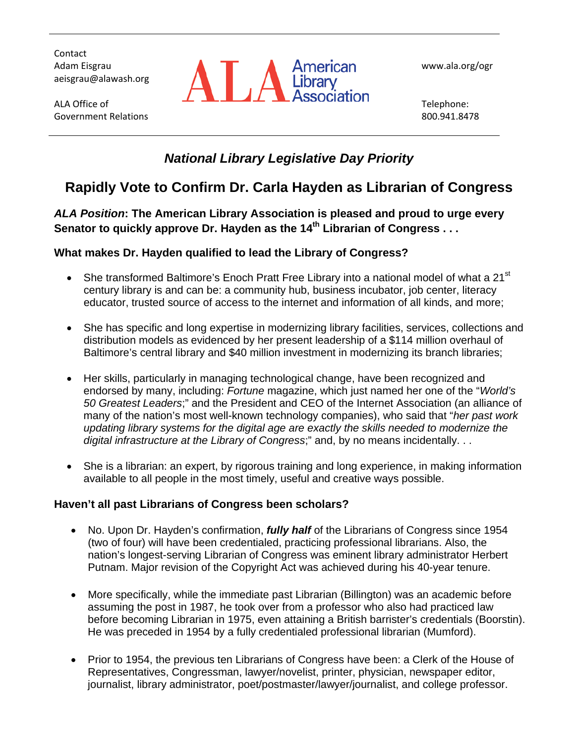Contact
Adam Eisgrau
aeisgrau@alawash.org

ALA Office of Government Relations

ALA American Library Association

www.ala.org/ogr

Telephone:
800.941.8478

## *National Library Legislative Day Priority*

# Rapidly Vote to Confirm Dr. Carla Hayden as Librarian of Congress

***ALA Position*: The American Library Association is pleased and proud to urge every Senator to quickly approve Dr. Hayden as the 14th Librarian of Congress . . .**

### What makes Dr. Hayden qualified to lead the Library of Congress?

- She transformed Baltimore's Enoch Pratt Free Library into a national model of what a 21st century library is and can be: a community hub, business incubator, job center, literacy educator, trusted source of access to the internet and information of all kinds, and more;
- She has specific and long expertise in modernizing library facilities, services, collections and distribution models as evidenced by her present leadership of a $114 million overhaul of Baltimore's central library and $40 million investment in modernizing its branch libraries;
- Her skills, particularly in managing technological change, have been recognized and endorsed by many, including: *Fortune* magazine, which just named her one of the "*World's 50 Greatest Leaders*;" and the President and CEO of the Internet Association (an alliance of many of the nation's most well-known technology companies), who said that "*her past work updating library systems for the digital age are exactly the skills needed to modernize the digital infrastructure at the Library of Congress*;" and, by no means incidentally. . .
- She is a librarian: an expert, by rigorous training and long experience, in making information available to all people in the most timely, useful and creative ways possible.

### Haven't all past Librarians of Congress been scholars?

- No. Upon Dr. Hayden's confirmation, ***fully half*** of the Librarians of Congress since 1954 (two of four) will have been credentialed, practicing professional librarians. Also, the nation's longest-serving Librarian of Congress was eminent library administrator Herbert Putnam. Major revision of the Copyright Act was achieved during his 40-year tenure.
- More specifically, while the immediate past Librarian (Billington) was an academic before assuming the post in 1987, he took over from a professor who also had practiced law before becoming Librarian in 1975, even attaining a British barrister's credentials (Boorstin). He was preceded in 1954 by a fully credentialed professional librarian (Mumford).
- Prior to 1954, the previous ten Librarians of Congress have been: a Clerk of the House of Representatives, Congressman, lawyer/novelist, printer, physician, newspaper editor, journalist, library administrator, poet/postmaster/lawyer/journalist, and college professor.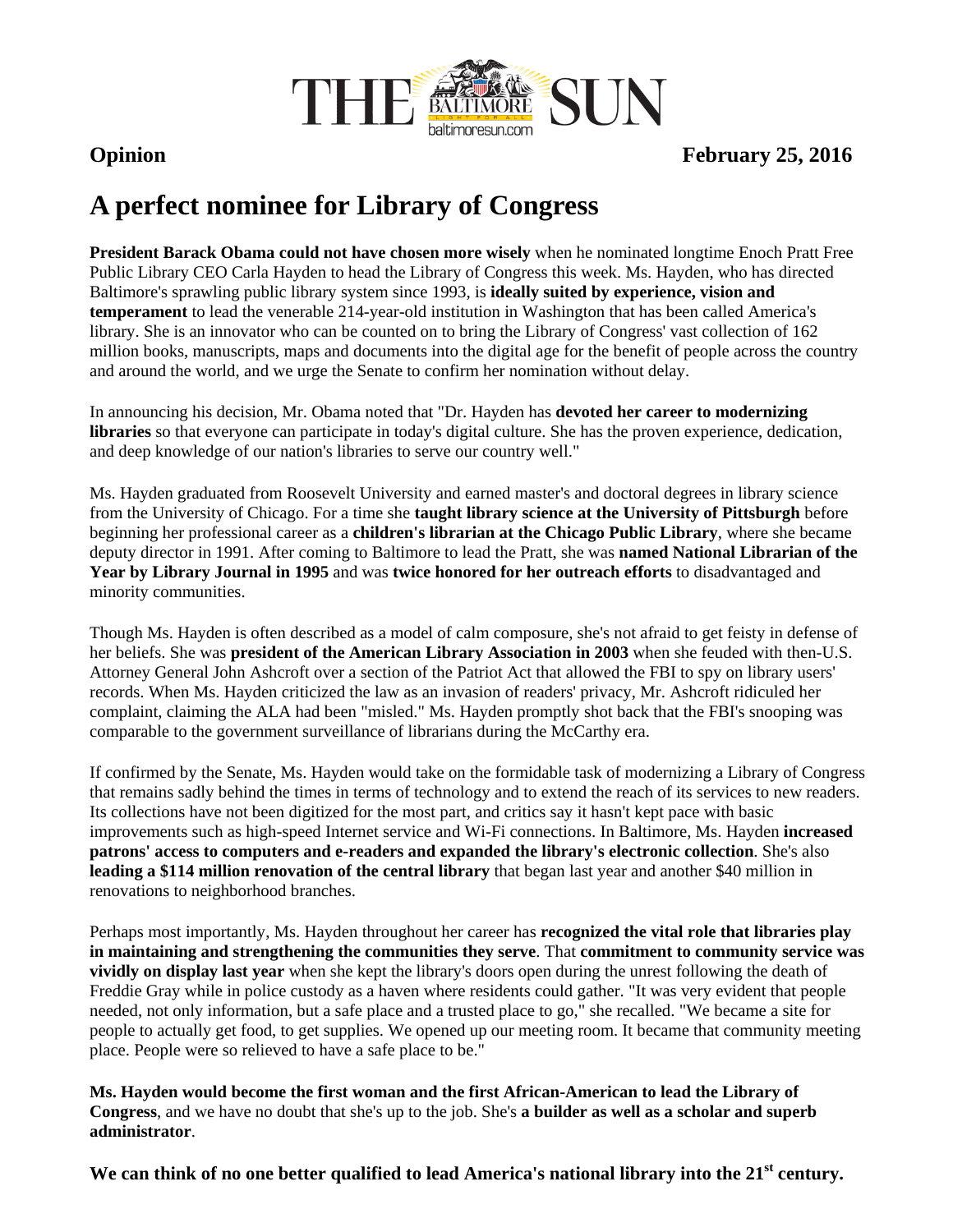**Opinion** **February 25, 2016**

# A perfect nominee for Library of Congress

**President Barack Obama could not have chosen more wisely** when he nominated longtime Enoch Pratt Free Public Library CEO Carla Hayden to head the Library of Congress this week. Ms. Hayden, who has directed Baltimore's sprawling public library system since 1993, is **ideally suited by experience, vision and temperament** to lead the venerable 214-year-old institution in Washington that has been called America's library. She is an innovator who can be counted on to bring the Library of Congress' vast collection of 162 million books, manuscripts, maps and documents into the digital age for the benefit of people across the country and around the world, and we urge the Senate to confirm her nomination without delay.

In announcing his decision, Mr. Obama noted that "Dr. Hayden has **devoted her career to modernizing libraries** so that everyone can participate in today's digital culture. She has the proven experience, dedication, and deep knowledge of our nation's libraries to serve our country well."

Ms. Hayden graduated from Roosevelt University and earned master's and doctoral degrees in library science from the University of Chicago. For a time she **taught library science at the University of Pittsburgh** before beginning her professional career as a **children's librarian at the Chicago Public Library**, where she became deputy director in 1991. After coming to Baltimore to lead the Pratt, she was **named National Librarian of the Year by Library Journal in 1995** and was **twice honored for her outreach efforts** to disadvantaged and minority communities.

Though Ms. Hayden is often described as a model of calm composure, she's not afraid to get feisty in defense of her beliefs. She was **president of the American Library Association in 2003** when she feuded with then-U.S. Attorney General John Ashcroft over a section of the Patriot Act that allowed the FBI to spy on library users' records. When Ms. Hayden criticized the law as an invasion of readers' privacy, Mr. Ashcroft ridiculed her complaint, claiming the ALA had been "misled." Ms. Hayden promptly shot back that the FBI's snooping was comparable to the government surveillance of librarians during the McCarthy era.

If confirmed by the Senate, Ms. Hayden would take on the formidable task of modernizing a Library of Congress that remains sadly behind the times in terms of technology and to extend the reach of its services to new readers. Its collections have not been digitized for the most part, and critics say it hasn't kept pace with basic improvements such as high-speed Internet service and Wi-Fi connections. In Baltimore, Ms. Hayden **increased patrons' access to computers and e-readers and expanded the library's electronic collection**. She's also **leading a $114 million renovation of the central library** that began last year and another $40 million in renovations to neighborhood branches.

Perhaps most importantly, Ms. Hayden throughout her career has **recognized the vital role that libraries play in maintaining and strengthening the communities they serve**. That **commitment to community service was vividly on display last year** when she kept the library's doors open during the unrest following the death of Freddie Gray while in police custody as a haven where residents could gather. "It was very evident that people needed, not only information, but a safe place and a trusted place to go," she recalled. "We became a site for people to actually get food, to get supplies. We opened up our meeting room. It became that community meeting place. People were so relieved to have a safe place to be."

**Ms. Hayden would become the first woman and the first African-American to lead the Library of Congress**, and we have no doubt that she's up to the job. She's **a builder as well as a scholar and superb administrator**.

**We can think of no one better qualified to lead America's national library into the 21st century.**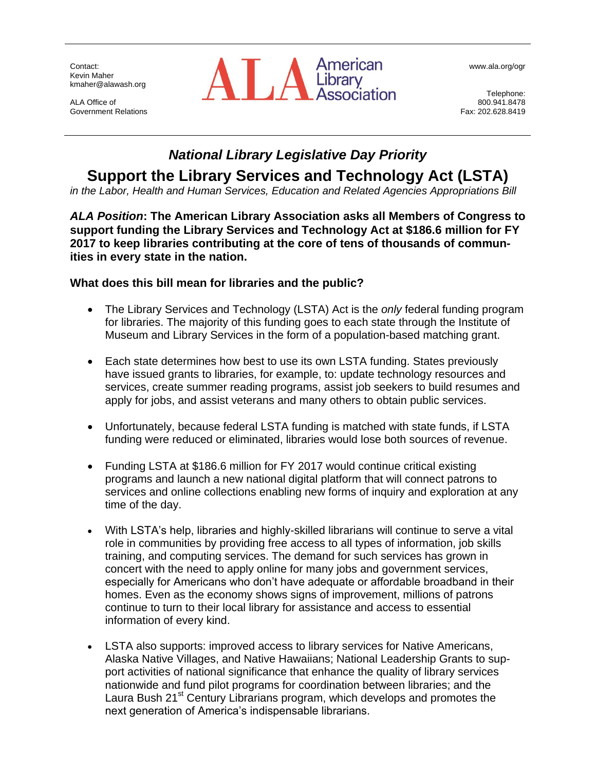Contact:
Kevin Maher
kmaher@alawash.org

ALA Office of
Government Relations

ALA American Library Association

www.ala.org/ogr

Telephone:
800.941.8478
Fax: 202.628.8419

## *National Library Legislative Day Priority*

# Support the Library Services and Technology Act (LSTA)

*in the Labor, Health and Human Services, Education and Related Agencies Appropriations Bill*

***ALA Position*: The American Library Association asks all Members of Congress to support funding the Library Services and Technology Act at $186.6 million for FY 2017 to keep libraries contributing at the core of tens of thousands of communities in every state in the nation.**

### What does this bill mean for libraries and the public?

- The Library Services and Technology (LSTA) Act is the *only* federal funding program for libraries. The majority of this funding goes to each state through the Institute of Museum and Library Services in the form of a population-based matching grant.

- Each state determines how best to use its own LSTA funding. States previously have issued grants to libraries, for example, to: update technology resources and services, create summer reading programs, assist job seekers to build resumes and apply for jobs, and assist veterans and many others to obtain public services.

- Unfortunately, because federal LSTA funding is matched with state funds, if LSTA funding were reduced or eliminated, libraries would lose both sources of revenue.

- Funding LSTA at $186.6 million for FY 2017 would continue critical existing programs and launch a new national digital platform that will connect patrons to services and online collections enabling new forms of inquiry and exploration at any time of the day.

- With LSTA's help, libraries and highly-skilled librarians will continue to serve a vital role in communities by providing free access to all types of information, job skills training, and computing services. The demand for such services has grown in concert with the need to apply online for many jobs and government services, especially for Americans who don't have adequate or affordable broadband in their homes. Even as the economy shows signs of improvement, millions of patrons continue to turn to their local library for assistance and access to essential information of every kind.

- LSTA also supports: improved access to library services for Native Americans, Alaska Native Villages, and Native Hawaiians; National Leadership Grants to support activities of national significance that enhance the quality of library services nationwide and fund pilot programs for coordination between libraries; and the Laura Bush 21st Century Librarians program, which develops and promotes the next generation of America's indispensable librarians.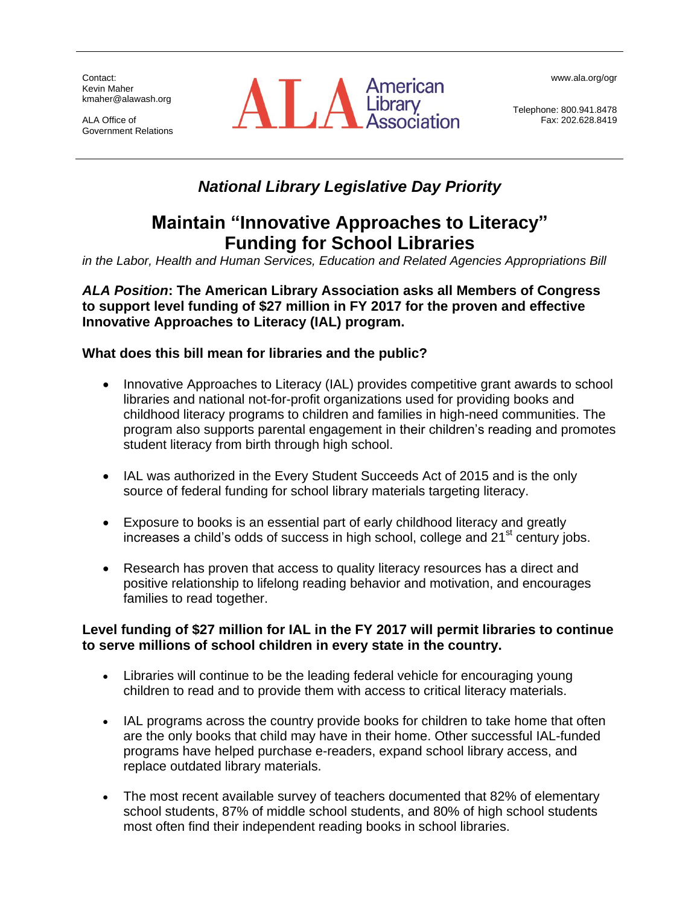Contact:
Kevin Maher
kmaher@alawash.org

ALA Office of
Government Relations

ALA American Library Association

www.ala.org/ogr

Telephone: 800.941.8478
Fax: 202.628.8419

## *National Library Legislative Day Priority*

# Maintain "Innovative Approaches to Literacy" Funding for School Libraries

*in the Labor, Health and Human Services, Education and Related Agencies Appropriations Bill*

***ALA Position*: The American Library Association asks all Members of Congress to support level funding of $27 million in FY 2017 for the proven and effective Innovative Approaches to Literacy (IAL) program.**

### What does this bill mean for libraries and the public?

- Innovative Approaches to Literacy (IAL) provides competitive grant awards to school libraries and national not-for-profit organizations used for providing books and childhood literacy programs to children and families in high-need communities. The program also supports parental engagement in their children's reading and promotes student literacy from birth through high school.

- IAL was authorized in the Every Student Succeeds Act of 2015 and is the only source of federal funding for school library materials targeting literacy.

- Exposure to books is an essential part of early childhood literacy and greatly increases a child's odds of success in high school, college and 21st century jobs.

- Research has proven that access to quality literacy resources has a direct and positive relationship to lifelong reading behavior and motivation, and encourages families to read together.

### Level funding of $27 million for IAL in the FY 2017 will permit libraries to continue to serve millions of school children in every state in the country.

- Libraries will continue to be the leading federal vehicle for encouraging young children to read and to provide them with access to critical literacy materials.

- IAL programs across the country provide books for children to take home that often are the only books that child may have in their home. Other successful IAL-funded programs have helped purchase e-readers, expand school library access, and replace outdated library materials.

- The most recent available survey of teachers documented that 82% of elementary school students, 87% of middle school students, and 80% of high school students most often find their independent reading books in school libraries.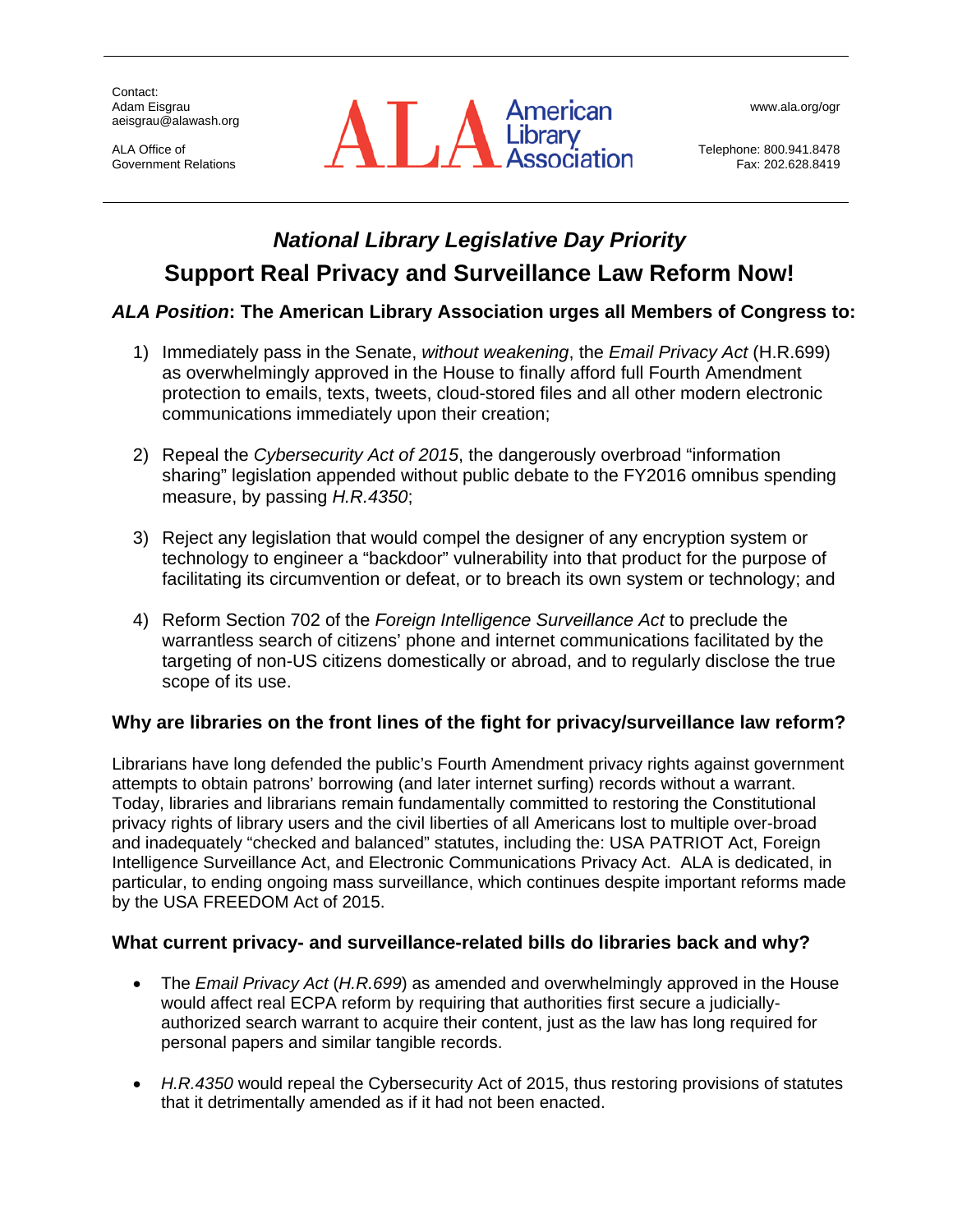Contact:
Adam Eisgrau
aeisgrau@alawash.org

ALA Office of
Government Relations

**ALA American Library Association**

www.ala.org/ogr

Telephone: 800.941.8478
Fax: 202.628.8419

## *National Library Legislative Day Priority*

# Support Real Privacy and Surveillance Law Reform Now!

### *ALA Position*: The American Library Association urges all Members of Congress to:

1) Immediately pass in the Senate, *without weakening*, the *Email Privacy Act* (H.R.699) as overwhelmingly approved in the House to finally afford full Fourth Amendment protection to emails, texts, tweets, cloud-stored files and all other modern electronic communications immediately upon their creation;

2) Repeal the *Cybersecurity Act of 2015*, the dangerously overbroad "information sharing" legislation appended without public debate to the FY2016 omnibus spending measure, by passing *H.R.4350*;

3) Reject any legislation that would compel the designer of any encryption system or technology to engineer a "backdoor" vulnerability into that product for the purpose of facilitating its circumvention or defeat, or to breach its own system or technology; and

4) Reform Section 702 of the *Foreign Intelligence Surveillance Act* to preclude the warrantless search of citizens' phone and internet communications facilitated by the targeting of non-US citizens domestically or abroad, and to regularly disclose the true scope of its use.

### Why are libraries on the front lines of the fight for privacy/surveillance law reform?

Librarians have long defended the public's Fourth Amendment privacy rights against government attempts to obtain patrons' borrowing (and later internet surfing) records without a warrant. Today, libraries and librarians remain fundamentally committed to restoring the Constitutional privacy rights of library users and the civil liberties of all Americans lost to multiple over-broad and inadequately "checked and balanced" statutes, including the: USA PATRIOT Act, Foreign Intelligence Surveillance Act, and Electronic Communications Privacy Act. ALA is dedicated, in particular, to ending ongoing mass surveillance, which continues despite important reforms made by the USA FREEDOM Act of 2015.

### What current privacy- and surveillance-related bills do libraries back and why?

- The *Email Privacy Act* (*H.R.699*) as amended and overwhelmingly approved in the House would affect real ECPA reform by requiring that authorities first secure a judicially-authorized search warrant to acquire their content, just as the law has long required for personal papers and similar tangible records.

- *H.R.4350* would repeal the Cybersecurity Act of 2015, thus restoring provisions of statutes that it detrimentally amended as if it had not been enacted.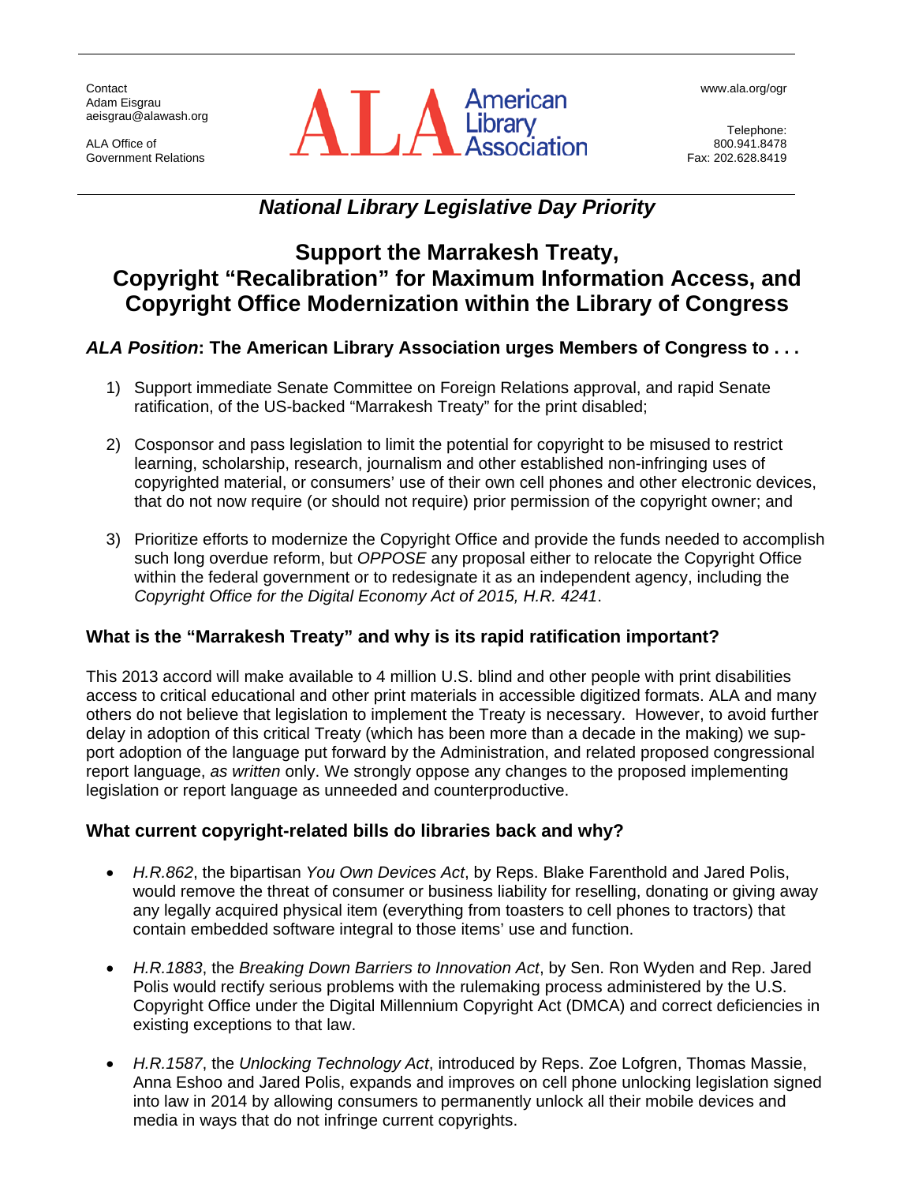Contact
Adam Eisgrau
aeisgrau@alawash.org

ALA Office of
Government Relations

**ALA American Library Association**

www.ala.org/ogr

Telephone:
800.941.8478
Fax: 202.628.8419

## *National Library Legislative Day Priority*

# Support the Marrakesh Treaty, Copyright "Recalibration" for Maximum Information Access, and Copyright Office Modernization within the Library of Congress

### *ALA Position*: The American Library Association urges Members of Congress to . . .

1) Support immediate Senate Committee on Foreign Relations approval, and rapid Senate ratification, of the US-backed "Marrakesh Treaty" for the print disabled;

2) Cosponsor and pass legislation to limit the potential for copyright to be misused to restrict learning, scholarship, research, journalism and other established non-infringing uses of copyrighted material, or consumers' use of their own cell phones and other electronic devices, that do not now require (or should not require) prior permission of the copyright owner; and

3) Prioritize efforts to modernize the Copyright Office and provide the funds needed to accomplish such long overdue reform, but *OPPOSE* any proposal either to relocate the Copyright Office within the federal government or to redesignate it as an independent agency, including the *Copyright Office for the Digital Economy Act of 2015, H.R. 4241*.

### What is the "Marrakesh Treaty" and why is its rapid ratification important?

This 2013 accord will make available to 4 million U.S. blind and other people with print disabilities access to critical educational and other print materials in accessible digitized formats. ALA and many others do not believe that legislation to implement the Treaty is necessary. However, to avoid further delay in adoption of this critical Treaty (which has been more than a decade in the making) we support adoption of the language put forward by the Administration, and related proposed congressional report language, *as written* only. We strongly oppose any changes to the proposed implementing legislation or report language as unneeded and counterproductive.

### What current copyright-related bills do libraries back and why?

- *H.R.862*, the bipartisan *You Own Devices Act*, by Reps. Blake Farenthold and Jared Polis, would remove the threat of consumer or business liability for reselling, donating or giving away any legally acquired physical item (everything from toasters to cell phones to tractors) that contain embedded software integral to those items' use and function.

- *H.R.1883*, the *Breaking Down Barriers to Innovation Act*, by Sen. Ron Wyden and Rep. Jared Polis would rectify serious problems with the rulemaking process administered by the U.S. Copyright Office under the Digital Millennium Copyright Act (DMCA) and correct deficiencies in existing exceptions to that law.

- *H.R.1587*, the *Unlocking Technology Act*, introduced by Reps. Zoe Lofgren, Thomas Massie, Anna Eshoo and Jared Polis, expands and improves on cell phone unlocking legislation signed into law in 2014 by allowing consumers to permanently unlock all their mobile devices and media in ways that do not infringe current copyrights.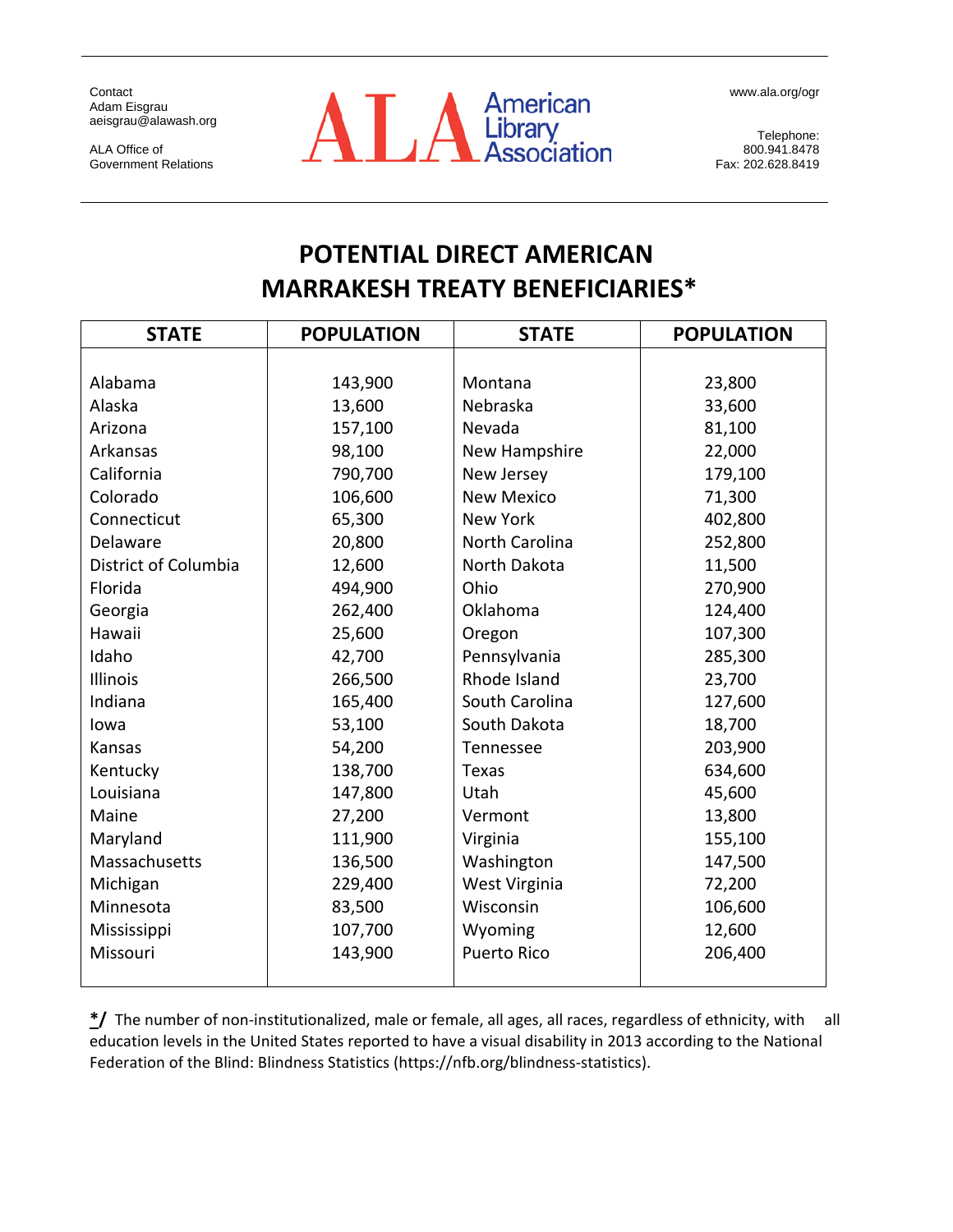Contact
Adam Eisgrau
aeisgrau@alawash.org

ALA Office of
Government Relations

ALA American Library Association

www.ala.org/ogr

Telephone:
800.941.8478
Fax: 202.628.8419

# POTENTIAL DIRECT AMERICAN MARRAKESH TREATY BENEFICIARIES*

| STATE | POPULATION | STATE | POPULATION |
|---|---|---|---|
| Alabama | 143,900 | Montana | 23,800 |
| Alaska | 13,600 | Nebraska | 33,600 |
| Arizona | 157,100 | Nevada | 81,100 |
| Arkansas | 98,100 | New Hampshire | 22,000 |
| California | 790,700 | New Jersey | 179,100 |
| Colorado | 106,600 | New Mexico | 71,300 |
| Connecticut | 65,300 | New York | 402,800 |
| Delaware | 20,800 | North Carolina | 252,800 |
| District of Columbia | 12,600 | North Dakota | 11,500 |
| Florida | 494,900 | Ohio | 270,900 |
| Georgia | 262,400 | Oklahoma | 124,400 |
| Hawaii | 25,600 | Oregon | 107,300 |
| Idaho | 42,700 | Pennsylvania | 285,300 |
| Illinois | 266,500 | Rhode Island | 23,700 |
| Indiana | 165,400 | South Carolina | 127,600 |
| Iowa | 53,100 | South Dakota | 18,700 |
| Kansas | 54,200 | Tennessee | 203,900 |
| Kentucky | 138,700 | Texas | 634,600 |
| Louisiana | 147,800 | Utah | 45,600 |
| Maine | 27,200 | Vermont | 13,800 |
| Maryland | 111,900 | Virginia | 155,100 |
| Massachusetts | 136,500 | Washington | 147,500 |
| Michigan | 229,400 | West Virginia | 72,200 |
| Minnesota | 83,500 | Wisconsin | 106,600 |
| Mississippi | 107,700 | Wyoming | 12,600 |
| Missouri | 143,900 | Puerto Rico | 206,400 |

**\*/** The number of non-institutionalized, male or female, all ages, all races, regardless of ethnicity, with all education levels in the United States reported to have a visual disability in 2013 according to the National Federation of the Blind: Blindness Statistics (https://nfb.org/blindness-statistics).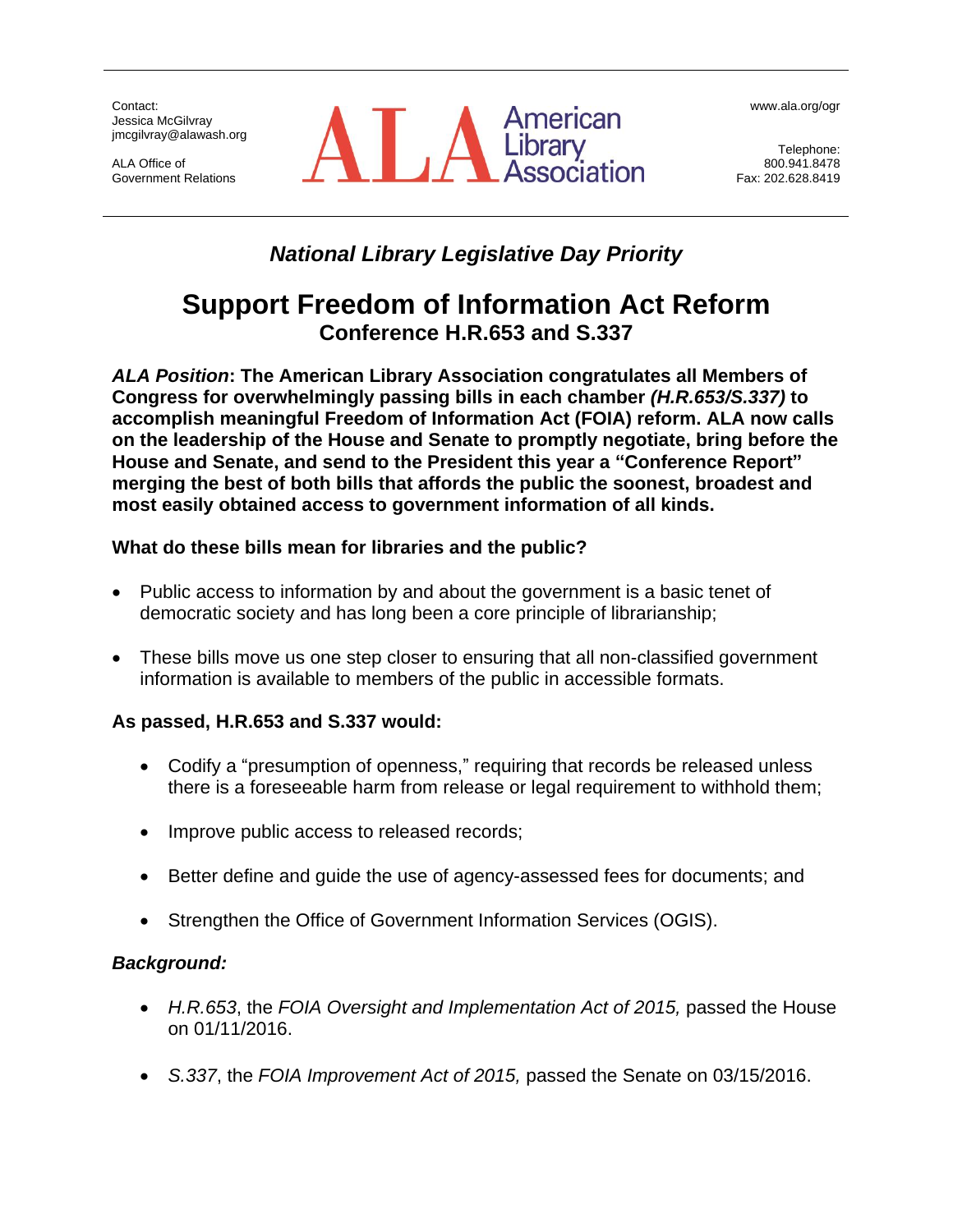Contact:
Jessica McGilvray
jmcgilvray@alawash.org

ALA Office of
Government Relations

ALA American Library Association

www.ala.org/ogr

Telephone:
800.941.8478
Fax: 202.628.8419

### *National Library Legislative Day Priority*

# Support Freedom of Information Act Reform

## Conference H.R.653 and S.337

***ALA Position*: The American Library Association congratulates all Members of Congress for overwhelmingly passing bills in each chamber *(H.R.653/S.337)* to accomplish meaningful Freedom of Information Act (FOIA) reform. ALA now calls on the leadership of the House and Senate to promptly negotiate, bring before the House and Senate, and send to the President this year a "Conference Report" merging the best of both bills that affords the public the soonest, broadest and most easily obtained access to government information of all kinds.**

**What do these bills mean for libraries and the public?**

- Public access to information by and about the government is a basic tenet of democratic society and has long been a core principle of librarianship;
- These bills move us one step closer to ensuring that all non-classified government information is available to members of the public in accessible formats.

**As passed, H.R.653 and S.337 would:**

- Codify a "presumption of openness," requiring that records be released unless there is a foreseeable harm from release or legal requirement to withhold them;
- Improve public access to released records;
- Better define and guide the use of agency-assessed fees for documents; and
- Strengthen the Office of Government Information Services (OGIS).

***Background:***

- *H.R.653*, the *FOIA Oversight and Implementation Act of 2015,* passed the House on 01/11/2016.
- *S.337*, the *FOIA Improvement Act of 2015,* passed the Senate on 03/15/2016.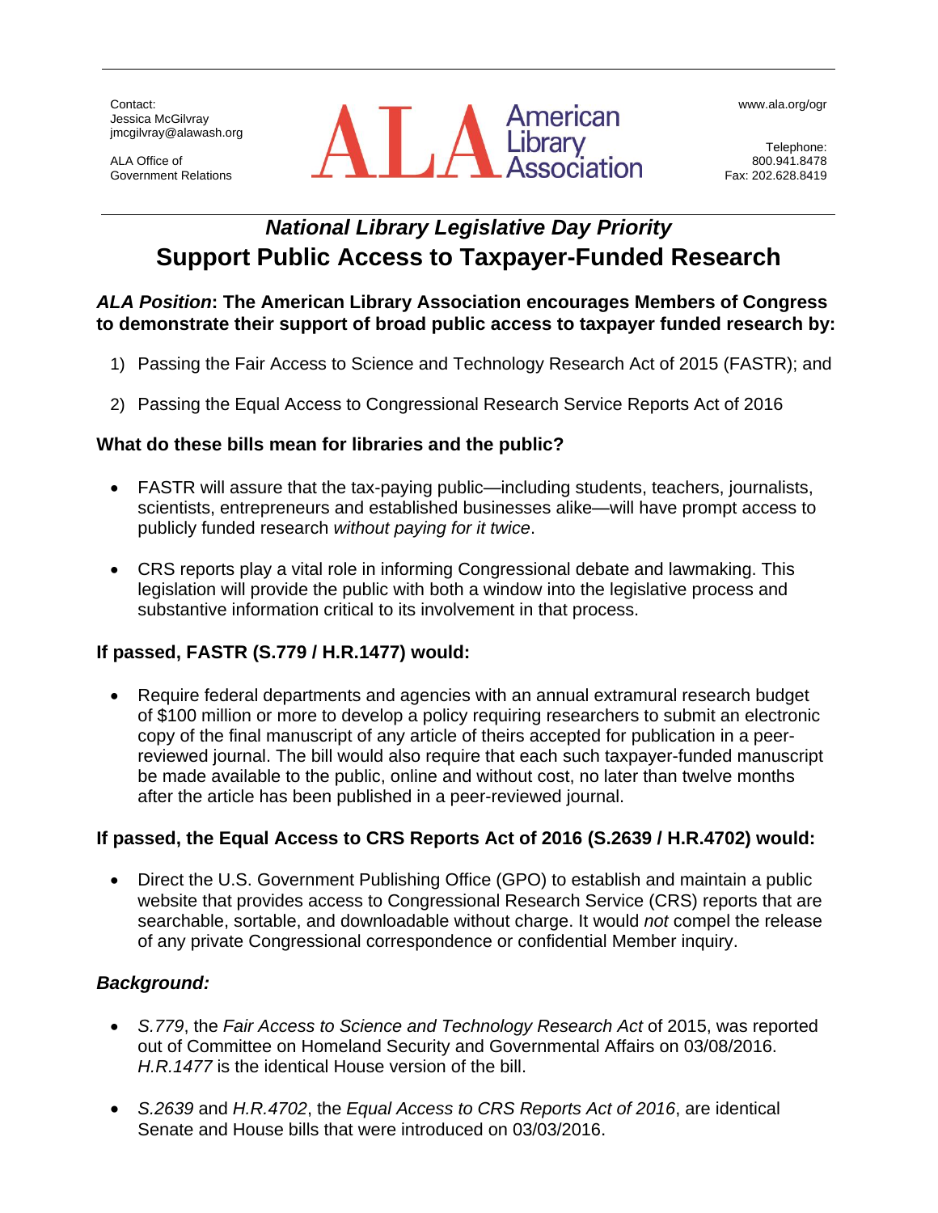Contact:
Jessica McGilvray
jmcgilvray@alawash.org

ALA Office of Government Relations

ALA American Library Association

www.ala.org/ogr

Telephone: 800.941.8478
Fax: 202.628.8419

## *National Library Legislative Day Priority*

# Support Public Access to Taxpayer-Funded Research

### ***ALA Position*: The American Library Association encourages Members of Congress to demonstrate their support of broad public access to taxpayer funded research by:**

1) Passing the Fair Access to Science and Technology Research Act of 2015 (FASTR); and
2) Passing the Equal Access to Congressional Research Service Reports Act of 2016

### What do these bills mean for libraries and the public?

- FASTR will assure that the tax-paying public—including students, teachers, journalists, scientists, entrepreneurs and established businesses alike—will have prompt access to publicly funded research *without paying for it twice*.
- CRS reports play a vital role in informing Congressional debate and lawmaking. This legislation will provide the public with both a window into the legislative process and substantive information critical to its involvement in that process.

### If passed, FASTR (S.779 / H.R.1477) would:

- Require federal departments and agencies with an annual extramural research budget of $100 million or more to develop a policy requiring researchers to submit an electronic copy of the final manuscript of any article of theirs accepted for publication in a peer-reviewed journal. The bill would also require that each such taxpayer-funded manuscript be made available to the public, online and without cost, no later than twelve months after the article has been published in a peer-reviewed journal.

### If passed, the Equal Access to CRS Reports Act of 2016 (S.2639 / H.R.4702) would:

- Direct the U.S. Government Publishing Office (GPO) to establish and maintain a public website that provides access to Congressional Research Service (CRS) reports that are searchable, sortable, and downloadable without charge. It would *not* compel the release of any private Congressional correspondence or confidential Member inquiry.

### *Background:*

- *S.779*, the *Fair Access to Science and Technology Research Act* of 2015, was reported out of Committee on Homeland Security and Governmental Affairs on 03/08/2016. *H.R.1477* is the identical House version of the bill.
- *S.2639* and *H.R.4702*, the *Equal Access to CRS Reports Act of 2016*, are identical Senate and House bills that were introduced on 03/03/2016.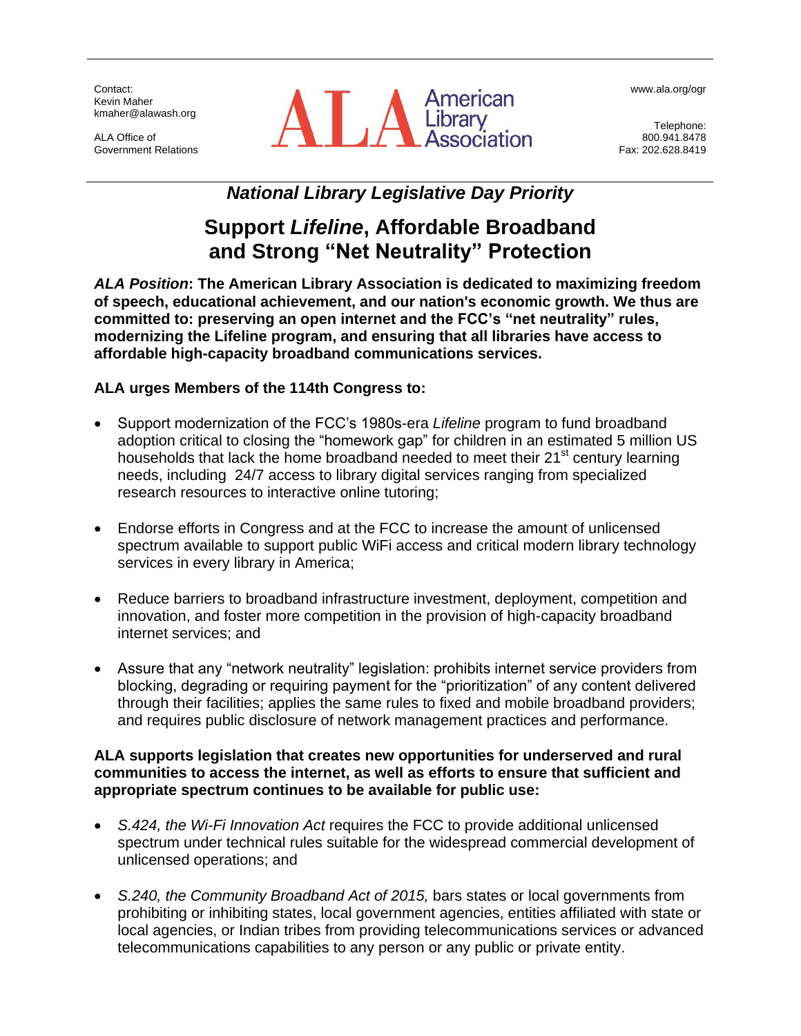Contact:
Kevin Maher
kmaher@alawash.org

ALA Office of
Government Relations

American Library Association

www.ala.org/ogr

Telephone:
800.941.8478
Fax: 202.628.8419

## *National Library Legislative Day Priority*

# Support *Lifeline*, Affordable Broadband and Strong "Net Neutrality" Protection

***ALA Position*: The American Library Association is dedicated to maximizing freedom of speech, educational achievement, and our nation's economic growth. We thus are committed to: preserving an open internet and the FCC's "net neutrality" rules, modernizing the Lifeline program, and ensuring that all libraries have access to affordable high-capacity broadband communications services.**

**ALA urges Members of the 114th Congress to:**

- Support modernization of the FCC's 1980s-era *Lifeline* program to fund broadband adoption critical to closing the "homework gap" for children in an estimated 5 million US households that lack the home broadband needed to meet their 21st century learning needs, including 24/7 access to library digital services ranging from specialized research resources to interactive online tutoring;

- Endorse efforts in Congress and at the FCC to increase the amount of unlicensed spectrum available to support public WiFi access and critical modern library technology services in every library in America;

- Reduce barriers to broadband infrastructure investment, deployment, competition and innovation, and foster more competition in the provision of high-capacity broadband internet services; and

- Assure that any "network neutrality" legislation: prohibits internet service providers from blocking, degrading or requiring payment for the "prioritization" of any content delivered through their facilities; applies the same rules to fixed and mobile broadband providers; and requires public disclosure of network management practices and performance.

**ALA supports legislation that creates new opportunities for underserved and rural communities to access the internet, as well as efforts to ensure that sufficient and appropriate spectrum continues to be available for public use:**

- *S.424, the Wi-Fi Innovation Act* requires the FCC to provide additional unlicensed spectrum under technical rules suitable for the widespread commercial development of unlicensed operations; and

- *S.240, the Community Broadband Act of 2015,* bars states or local governments from prohibiting or inhibiting states, local government agencies, entities affiliated with state or local agencies, or Indian tribes from providing telecommunications services or advanced telecommunications capabilities to any person or any public or private entity.